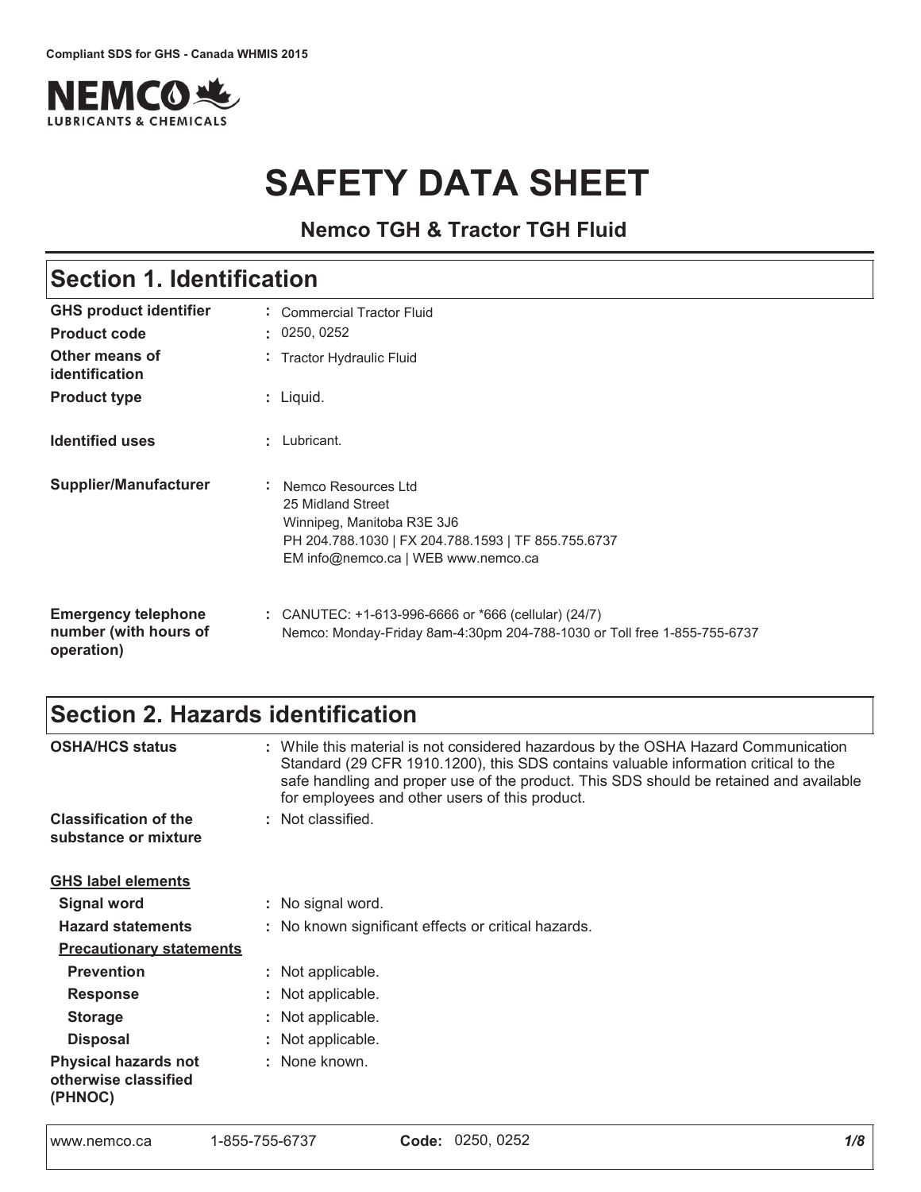Compliant SDS for GHS - Canada WHMIS 2015

NEMCO LUBRICANTS & CHEMICALS

# SAFETY DATA SHEET

**Nemco TGH & Tractor TGH Fluid**

## Section 1. Identification

| | |
|---|---|
| **GHS product identifier** | : Commercial Tractor Fluid |
| **Product code** | : 0250, 0252 |
| **Other means of identification** | : Tractor Hydraulic Fluid |
| **Product type** | : Liquid. |
| **Identified uses** | : Lubricant. |
| **Supplier/Manufacturer** | : Nemco Resources Ltd<br>25 Midland Street<br>Winnipeg, Manitoba R3E 3J6<br>PH 204.788.1030 \| FX 204.788.1593 \| TF 855.755.6737<br>EM info@nemco.ca \| WEB www.nemco.ca |
| **Emergency telephone number (with hours of operation)** | : CANUTEC: +1-613-996-6666 or *666 (cellular) (24/7)<br>Nemco: Monday-Friday 8am-4:30pm 204-788-1030 or Toll free 1-855-755-6737 |

## Section 2. Hazards identification

| | |
|---|---|
| **OSHA/HCS status** | : While this material is not considered hazardous by the OSHA Hazard Communication Standard (29 CFR 1910.1200), this SDS contains valuable information critical to the safe handling and proper use of the product. This SDS should be retained and available for employees and other users of this product. |
| **Classification of the substance or mixture** | : Not classified. |

**GHS label elements**

| | |
|---|---|
| **Signal word** | : No signal word. |
| **Hazard statements** | : No known significant effects or critical hazards. |

**Precautionary statements**

| | |
|---|---|
| **Prevention** | : Not applicable. |
| **Response** | : Not applicable. |
| **Storage** | : Not applicable. |
| **Disposal** | : Not applicable. |
| **Physical hazards not otherwise classified (PHNOC)** | : None known. |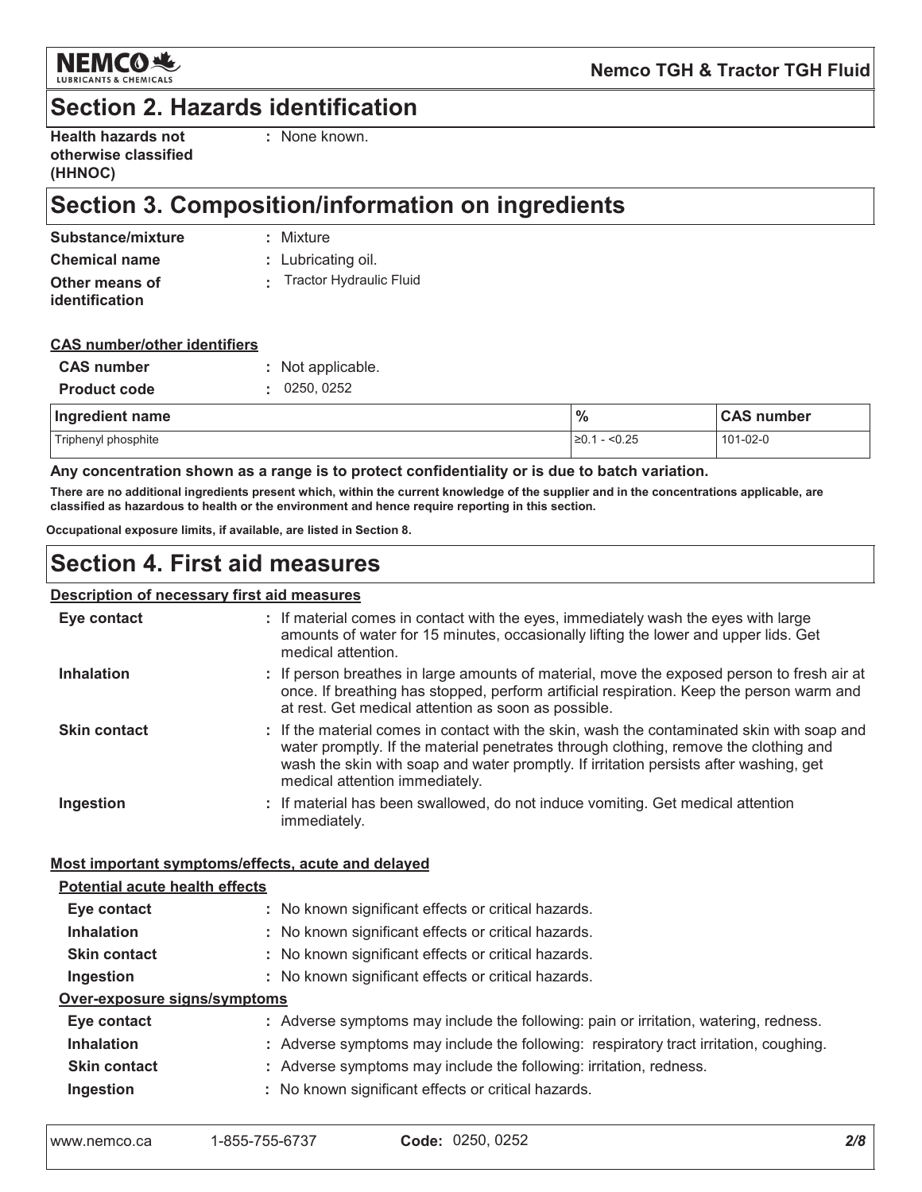## Section 2. Hazards identification

**Health hazards not otherwise classified (HHNOC)** : None known.

## Section 3. Composition/information on ingredients

**Substance/mixture** : Mixture

**Chemical name** : Lubricating oil.

**Other means of identification** : Tractor Hydraulic Fluid

**CAS number/other identifiers**

**CAS number** : Not applicable.

**Product code** : 0250, 0252

| Ingredient name | % | CAS number |
|---|---|---|
| Triphenyl phosphite | ≥0.1 - <0.25 | 101-02-0 |

**Any concentration shown as a range is to protect confidentiality or is due to batch variation.**

**There are no additional ingredients present which, within the current knowledge of the supplier and in the concentrations applicable, are classified as hazardous to health or the environment and hence require reporting in this section.**

**Occupational exposure limits, if available, are listed in Section 8.**

## Section 4. First aid measures

**Description of necessary first aid measures**

**Eye contact** : If material comes in contact with the eyes, immediately wash the eyes with large amounts of water for 15 minutes, occasionally lifting the lower and upper lids. Get medical attention.

**Inhalation** : If person breathes in large amounts of material, move the exposed person to fresh air at once. If breathing has stopped, perform artificial respiration. Keep the person warm and at rest. Get medical attention as soon as possible.

**Skin contact** : If the material comes in contact with the skin, wash the contaminated skin with soap and water promptly. If the material penetrates through clothing, remove the clothing and wash the skin with soap and water promptly. If irritation persists after washing, get medical attention immediately.

**Ingestion** : If material has been swallowed, do not induce vomiting. Get medical attention immediately.

**Most important symptoms/effects, acute and delayed**

**Potential acute health effects**

**Eye contact** : No known significant effects or critical hazards.

**Inhalation** : No known significant effects or critical hazards.

**Skin contact** : No known significant effects or critical hazards.

**Ingestion** : No known significant effects or critical hazards.

**Over-exposure signs/symptoms**

**Eye contact** : Adverse symptoms may include the following: pain or irritation, watering, redness.

**Inhalation** : Adverse symptoms may include the following: respiratory tract irritation, coughing.

**Skin contact** : Adverse symptoms may include the following: irritation, redness.

**Ingestion** : No known significant effects or critical hazards.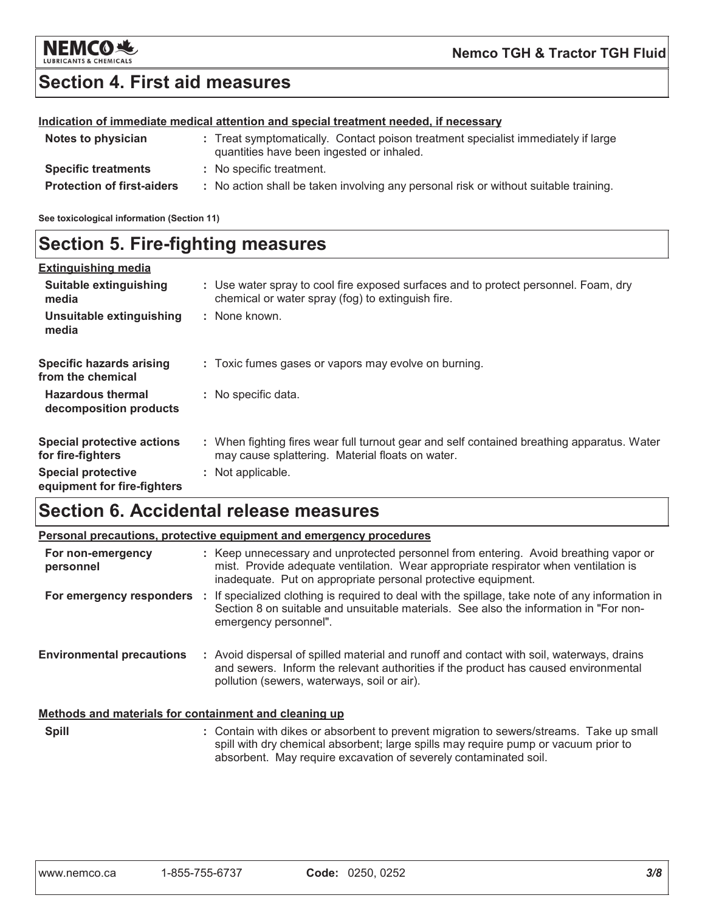## Section 4. First aid measures

**Indication of immediate medical attention and special treatment needed, if necessary**

| | |
|---|---|
| **Notes to physician** | : Treat symptomatically. Contact poison treatment specialist immediately if large quantities have been ingested or inhaled. |
| **Specific treatments** | : No specific treatment. |
| **Protection of first-aiders** | : No action shall be taken involving any personal risk or without suitable training. |

**See toxicological information (Section 11)**

## Section 5. Fire-fighting measures

**Extinguishing media**

| | |
|---|---|
| **Suitable extinguishing media** | : Use water spray to cool fire exposed surfaces and to protect personnel. Foam, dry chemical or water spray (fog) to extinguish fire. |
| **Unsuitable extinguishing media** | : None known. |
| **Specific hazards arising from the chemical** | : Toxic fumes gases or vapors may evolve on burning. |
| **Hazardous thermal decomposition products** | : No specific data. |
| **Special protective actions for fire-fighters** | : When fighting fires wear full turnout gear and self contained breathing apparatus. Water may cause splattering. Material floats on water. |
| **Special protective equipment for fire-fighters** | : Not applicable. |

## Section 6. Accidental release measures

**Personal precautions, protective equipment and emergency procedures**

| | |
|---|---|
| **For non-emergency personnel** | : Keep unnecessary and unprotected personnel from entering. Avoid breathing vapor or mist. Provide adequate ventilation. Wear appropriate respirator when ventilation is inadequate. Put on appropriate personal protective equipment. |
| **For emergency responders** | : If specialized clothing is required to deal with the spillage, take note of any information in Section 8 on suitable and unsuitable materials. See also the information in "For non-emergency personnel". |
| **Environmental precautions** | : Avoid dispersal of spilled material and runoff and contact with soil, waterways, drains and sewers. Inform the relevant authorities if the product has caused environmental pollution (sewers, waterways, soil or air). |

**Methods and materials for containment and cleaning up**

| | |
|---|---|
| **Spill** | : Contain with dikes or absorbent to prevent migration to sewers/streams. Take up small spill with dry chemical absorbent; large spills may require pump or vacuum prior to absorbent. May require excavation of severely contaminated soil. |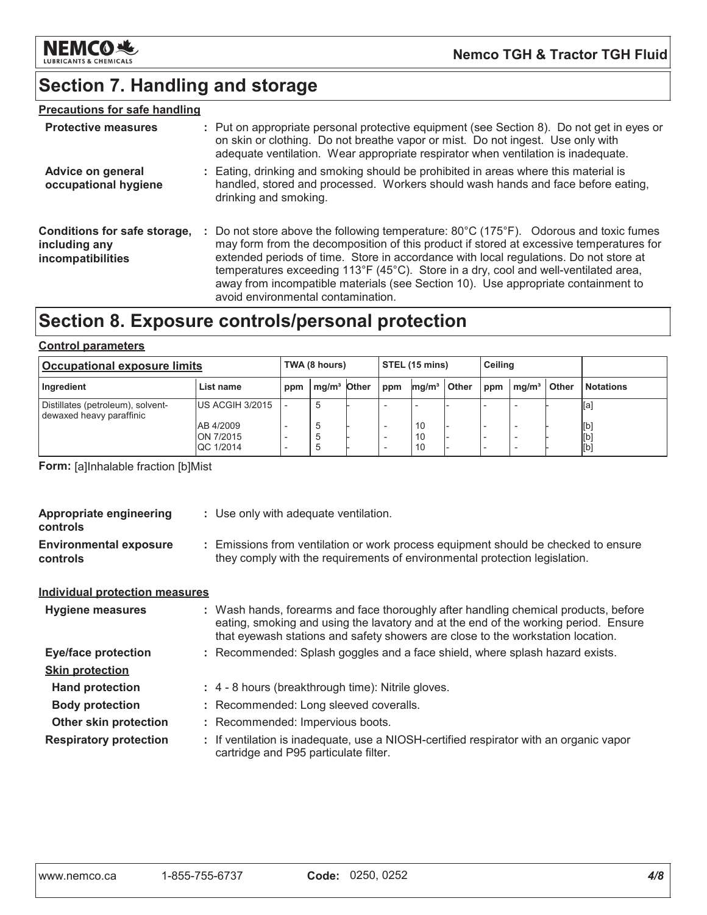## Section 7. Handling and storage

**Precautions for safe handling**

**Protective measures** : Put on appropriate personal protective equipment (see Section 8). Do not get in eyes or on skin or clothing. Do not breathe vapor or mist. Do not ingest. Use only with adequate ventilation. Wear appropriate respirator when ventilation is inadequate.

**Advice on general occupational hygiene** : Eating, drinking and smoking should be prohibited in areas where this material is handled, stored and processed. Workers should wash hands and face before eating, drinking and smoking.

**Conditions for safe storage, including any incompatibilities** : Do not store above the following temperature: 80°C (175°F). Odorous and toxic fumes may form from the decomposition of this product if stored at excessive temperatures for extended periods of time. Store in accordance with local regulations. Do not store at temperatures exceeding 113°F (45°C). Store in a dry, cool and well-ventilated area, away from incompatible materials (see Section 10). Use appropriate containment to avoid environmental contamination.

## Section 8. Exposure controls/personal protection

**Control parameters**

| Occupational exposure limits | | TWA (8 hours) | | | STEL (15 mins) | | | Ceiling | | | |
|---|---|---|---|---|---|---|---|---|---|---|---|
| Ingredient | List name | ppm | mg/m³ | Other | ppm | mg/m³ | Other | ppm | mg/m³ | Other | Notations |
| Distillates (petroleum), solvent-dewaxed heavy paraffinic | US ACGIH 3/2015 | - | 5 | - | - | - | - | - | - | - | [a] |
| | AB 4/2009 | - | 5 | - | - | 10 | - | - | - | - | [b] |
| | ON 7/2015 | - | 5 | - | - | 10 | - | - | - | - | [b] |
| | QC 1/2014 | - | 5 | - | - | 10 | - | - | - | - | [b] |

**Form:** [a]Inhalable fraction [b]Mist

**Appropriate engineering controls** : Use only with adequate ventilation.

**Environmental exposure controls** : Emissions from ventilation or work process equipment should be checked to ensure they comply with the requirements of environmental protection legislation.

**Individual protection measures**

**Hygiene measures** : Wash hands, forearms and face thoroughly after handling chemical products, before eating, smoking and using the lavatory and at the end of the working period. Ensure that eyewash stations and safety showers are close to the workstation location.

**Eye/face protection** : Recommended: Splash goggles and a face shield, where splash hazard exists.

**Skin protection**

**Hand protection** : 4 - 8 hours (breakthrough time): Nitrile gloves.

**Body protection** : Recommended: Long sleeved coveralls.

**Other skin protection** : Recommended: Impervious boots.

**Respiratory protection** : If ventilation is inadequate, use a NIOSH-certified respirator with an organic vapor cartridge and P95 particulate filter.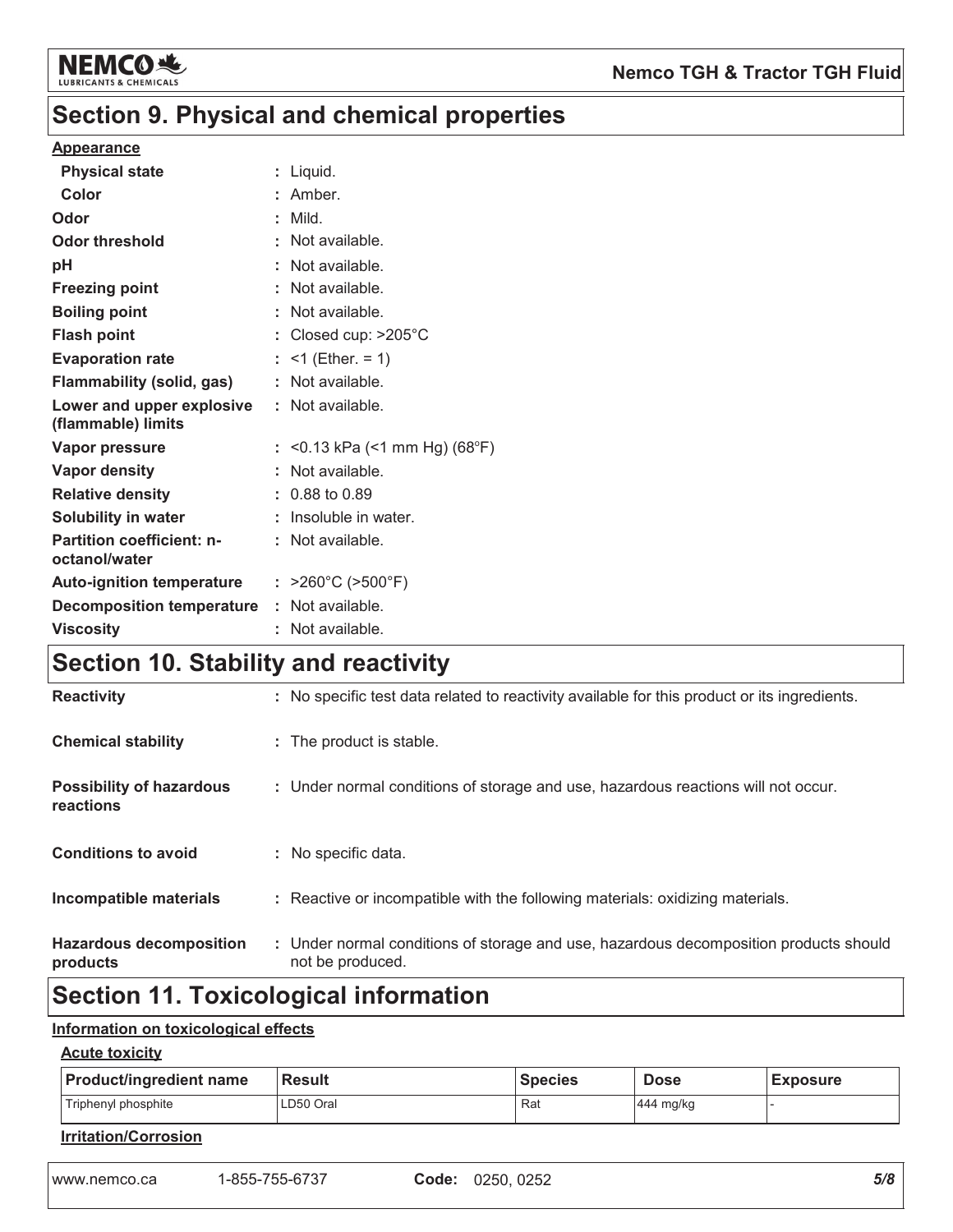## Section 9. Physical and chemical properties

**Appearance**

| | |
|---|---|
| **Physical state** | : Liquid. |
| **Color** | : Amber. |
| **Odor** | : Mild. |
| **Odor threshold** | : Not available. |
| **pH** | : Not available. |
| **Freezing point** | : Not available. |
| **Boiling point** | : Not available. |
| **Flash point** | : Closed cup: >205°C |
| **Evaporation rate** | : <1 (Ether. = 1) |
| **Flammability (solid, gas)** | : Not available. |
| **Lower and upper explosive (flammable) limits** | : Not available. |
| **Vapor pressure** | : <0.13 kPa (<1 mm Hg) (68°F) |
| **Vapor density** | : Not available. |
| **Relative density** | : 0.88 to 0.89 |
| **Solubility in water** | : Insoluble in water. |
| **Partition coefficient: n-octanol/water** | : Not available. |
| **Auto-ignition temperature** | : >260°C (>500°F) |
| **Decomposition temperature** | : Not available. |
| **Viscosity** | : Not available. |

## Section 10. Stability and reactivity

| | |
|---|---|
| **Reactivity** | : No specific test data related to reactivity available for this product or its ingredients. |
| **Chemical stability** | : The product is stable. |
| **Possibility of hazardous reactions** | : Under normal conditions of storage and use, hazardous reactions will not occur. |
| **Conditions to avoid** | : No specific data. |
| **Incompatible materials** | : Reactive or incompatible with the following materials: oxidizing materials. |
| **Hazardous decomposition products** | : Under normal conditions of storage and use, hazardous decomposition products should not be produced. |

## Section 11. Toxicological information

**Information on toxicological effects**

**Acute toxicity**

| Product/ingredient name | Result | Species | Dose | Exposure |
|---|---|---|---|---|
| Triphenyl phosphite | LD50 Oral | Rat | 444 mg/kg | - |

**Irritation/Corrosion**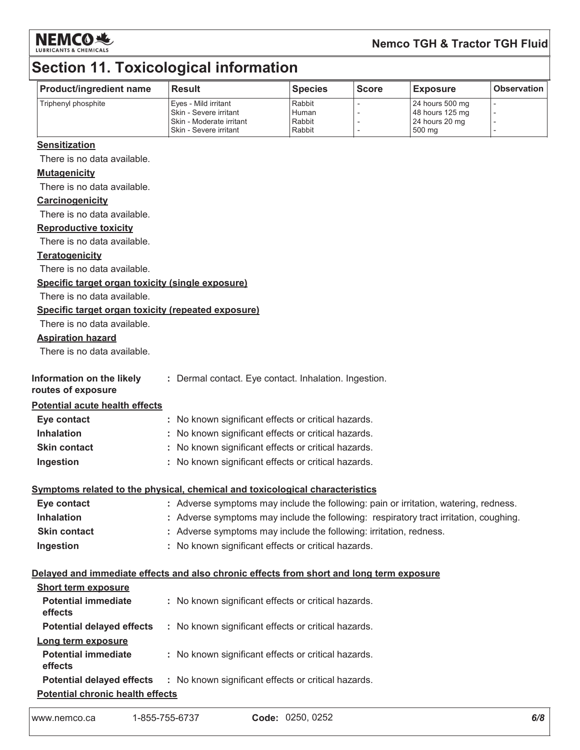# Section 11. Toxicological information

| Product/ingredient name | Result | Species | Score | Exposure | Observation |
|---|---|---|---|---|---|
| Triphenyl phosphite | Eyes - Mild irritant | Rabbit | - | 24 hours 500 mg | - |
| | Skin - Severe irritant | Human | - | 48 hours 125 mg | - |
| | Skin - Moderate irritant | Rabbit | - | 24 hours 20 mg | - |
| | Skin - Severe irritant | Rabbit | - | 500 mg | - |

**Sensitization**

There is no data available.

**Mutagenicity**

There is no data available.

**Carcinogenicity**

There is no data available.

**Reproductive toxicity**

There is no data available.

**Teratogenicity**

There is no data available.

**Specific target organ toxicity (single exposure)**

There is no data available.

**Specific target organ toxicity (repeated exposure)**

There is no data available.

**Aspiration hazard**

There is no data available.

**Information on the likely routes of exposure** : Dermal contact. Eye contact. Inhalation. Ingestion.

**Potential acute health effects**

**Eye contact** : No known significant effects or critical hazards.

**Inhalation** : No known significant effects or critical hazards.

**Skin contact** : No known significant effects or critical hazards.

**Ingestion** : No known significant effects or critical hazards.

**Symptoms related to the physical, chemical and toxicological characteristics**

**Eye contact** : Adverse symptoms may include the following: pain or irritation, watering, redness.

**Inhalation** : Adverse symptoms may include the following: respiratory tract irritation, coughing.

**Skin contact** : Adverse symptoms may include the following: irritation, redness.

**Ingestion** : No known significant effects or critical hazards.

**Delayed and immediate effects and also chronic effects from short and long term exposure**

**Short term exposure**

**Potential immediate effects** : No known significant effects or critical hazards.

**Potential delayed effects** : No known significant effects or critical hazards.

**Long term exposure**

**Potential immediate effects** : No known significant effects or critical hazards.

**Potential delayed effects** : No known significant effects or critical hazards.

**Potential chronic health effects**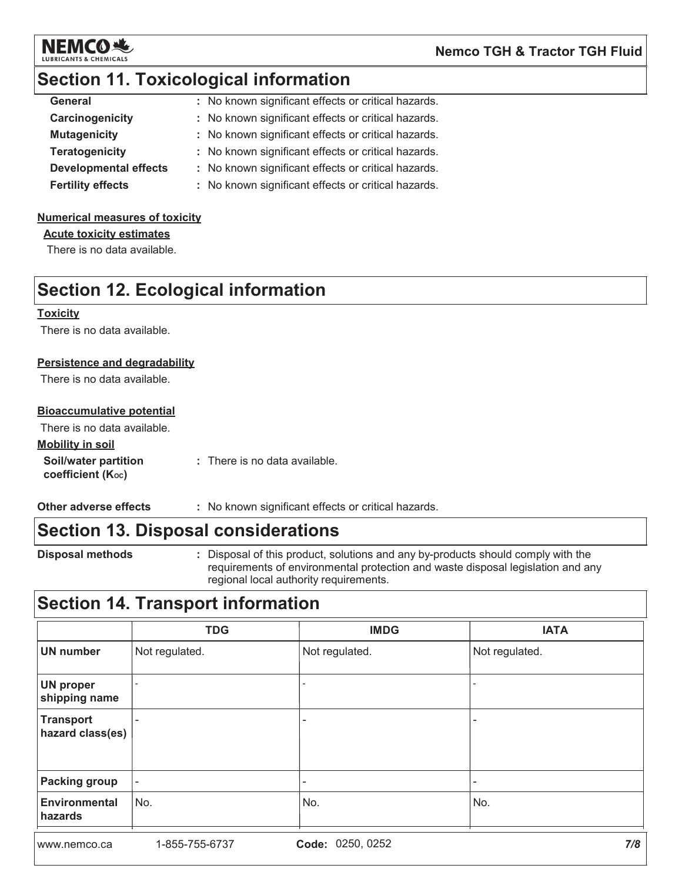## Section 11. Toxicological information

**General** : No known significant effects or critical hazards.
**Carcinogenicity** : No known significant effects or critical hazards.
**Mutagenicity** : No known significant effects or critical hazards.
**Teratogenicity** : No known significant effects or critical hazards.
**Developmental effects** : No known significant effects or critical hazards.
**Fertility effects** : No known significant effects or critical hazards.

**Numerical measures of toxicity**

**Acute toxicity estimates**

There is no data available.

## Section 12. Ecological information

**Toxicity**

There is no data available.

**Persistence and degradability**

There is no data available.

**Bioaccumulative potential**

There is no data available.

**Mobility in soil**

**Soil/water partition coefficient ($K_{OC}$)** : There is no data available.

**Other adverse effects** : No known significant effects or critical hazards.

## Section 13. Disposal considerations

**Disposal methods** : Disposal of this product, solutions and any by-products should comply with the requirements of environmental protection and waste disposal legislation and any regional local authority requirements.

## Section 14. Transport information

| | TDG | IMDG | IATA |
|---|---|---|---|
| **UN number** | Not regulated. | Not regulated. | Not regulated. |
| **UN proper shipping name** | - | - | - |
| **Transport hazard class(es)** | - | - | - |
| **Packing group** | - | - | - |
| **Environmental hazards** | No. | No. | No. |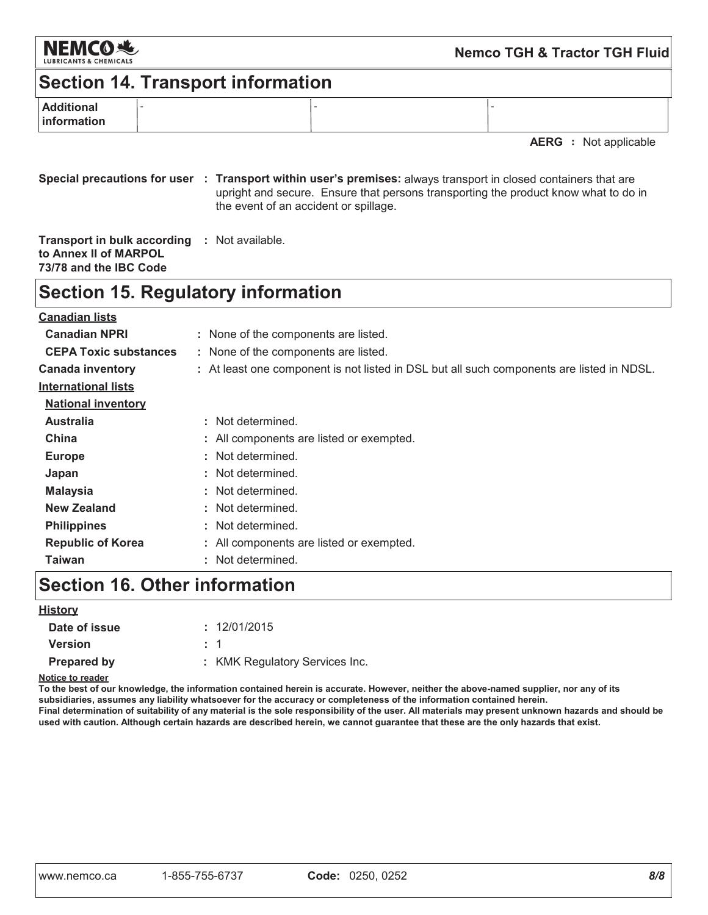## Section 14. Transport information

| | | | |
|---|---|---|---|
| **Additional information** | - | - | - |

**AERG :** Not applicable

**Special precautions for user :** **Transport within user's premises:** always transport in closed containers that are upright and secure. Ensure that persons transporting the product know what to do in the event of an accident or spillage.

**Transport in bulk according to Annex II of MARPOL 73/78 and the IBC Code :** Not available.

## Section 15. Regulatory information

**Canadian lists**

**Canadian NPRI** : None of the components are listed.

**CEPA Toxic substances** : None of the components are listed.

**Canada inventory** : At least one component is not listed in DSL but all such components are listed in NDSL.

**International lists**

**National inventory**

**Australia** : Not determined.

**China** : All components are listed or exempted.

**Europe** : Not determined.

**Japan** : Not determined.

**Malaysia** : Not determined.

**New Zealand** : Not determined.

**Philippines** : Not determined.

**Republic of Korea** : All components are listed or exempted.

**Taiwan** : Not determined.

## Section 16. Other information

**History**

**Date of issue** : 12/01/2015

**Version** : 1

**Prepared by** : KMK Regulatory Services Inc.

**Notice to reader**

**To the best of our knowledge, the information contained herein is accurate. However, neither the above-named supplier, nor any of its subsidiaries, assumes any liability whatsoever for the accuracy or completeness of the information contained herein.**
**Final determination of suitability of any material is the sole responsibility of the user. All materials may present unknown hazards and should be used with caution. Although certain hazards are described herein, we cannot guarantee that these are the only hazards that exist.**

www.nemco.ca 1-855-755-6737 **Code:** 0250, 0252